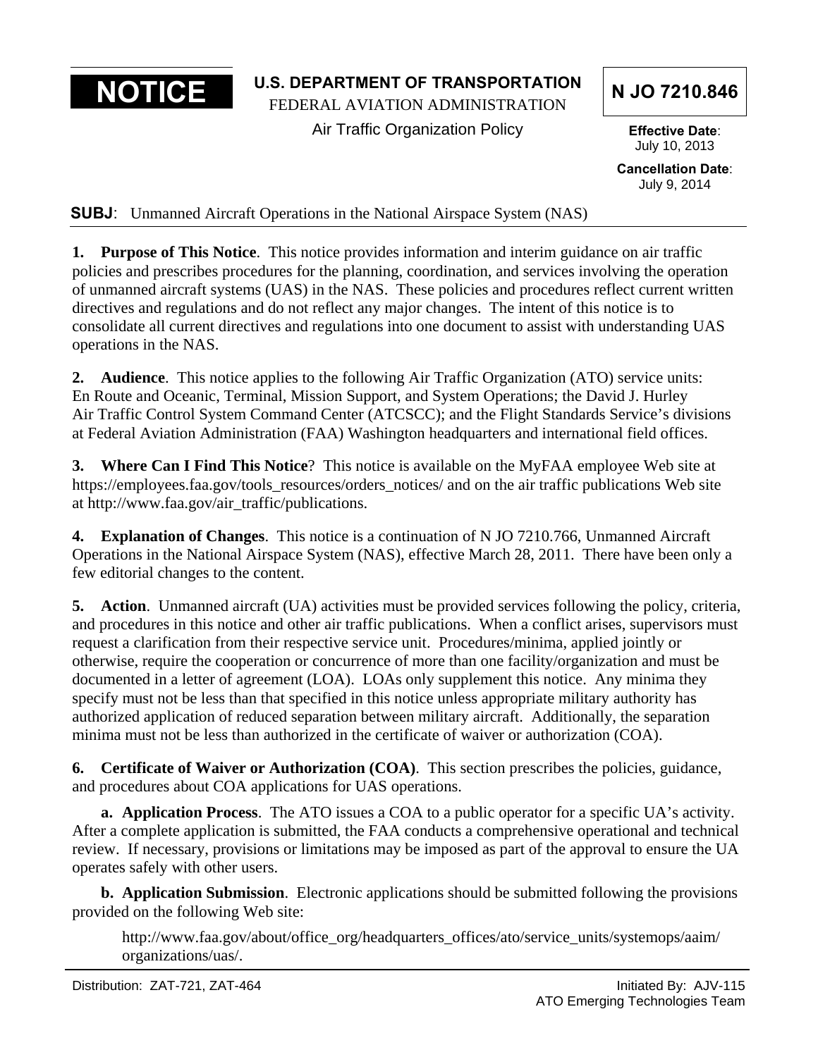**NOTICE**

**U.S. DEPARTMENT OF TRANSPORTATION**
FEDERAL AVIATION ADMINISTRATION
Air Traffic Organization Policy

**N JO 7210.846**

**Effective Date**: July 10, 2013

**Cancellation Date**: July 9, 2014

**SUBJ**: Unmanned Aircraft Operations in the National Airspace System (NAS)

**1. Purpose of This Notice**. This notice provides information and interim guidance on air traffic policies and prescribes procedures for the planning, coordination, and services involving the operation of unmanned aircraft systems (UAS) in the NAS. These policies and procedures reflect current written directives and regulations and do not reflect any major changes. The intent of this notice is to consolidate all current directives and regulations into one document to assist with understanding UAS operations in the NAS.

**2. Audience**. This notice applies to the following Air Traffic Organization (ATO) service units: En Route and Oceanic, Terminal, Mission Support, and System Operations; the David J. Hurley Air Traffic Control System Command Center (ATCSCC); and the Flight Standards Service's divisions at Federal Aviation Administration (FAA) Washington headquarters and international field offices.

**3. Where Can I Find This Notice**? This notice is available on the MyFAA employee Web site at https://employees.faa.gov/tools_resources/orders_notices/ and on the air traffic publications Web site at http://www.faa.gov/air_traffic/publications.

**4. Explanation of Changes**. This notice is a continuation of N JO 7210.766, Unmanned Aircraft Operations in the National Airspace System (NAS), effective March 28, 2011. There have been only a few editorial changes to the content.

**5. Action**. Unmanned aircraft (UA) activities must be provided services following the policy, criteria, and procedures in this notice and other air traffic publications. When a conflict arises, supervisors must request a clarification from their respective service unit. Procedures/minima, applied jointly or otherwise, require the cooperation or concurrence of more than one facility/organization and must be documented in a letter of agreement (LOA). LOAs only supplement this notice. Any minima they specify must not be less than that specified in this notice unless appropriate military authority has authorized application of reduced separation between military aircraft. Additionally, the separation minima must not be less than authorized in the certificate of waiver or authorization (COA).

**6. Certificate of Waiver or Authorization (COA)**. This section prescribes the policies, guidance, and procedures about COA applications for UAS operations.

**a. Application Process**. The ATO issues a COA to a public operator for a specific UA's activity. After a complete application is submitted, the FAA conducts a comprehensive operational and technical review. If necessary, provisions or limitations may be imposed as part of the approval to ensure the UA operates safely with other users.

**b. Application Submission**. Electronic applications should be submitted following the provisions provided on the following Web site:

http://www.faa.gov/about/office_org/headquarters_offices/ato/service_units/systemops/aaim/organizations/uas/.

Distribution: ZAT-721, ZAT-464

Initiated By: AJV-115
ATO Emerging Technologies Team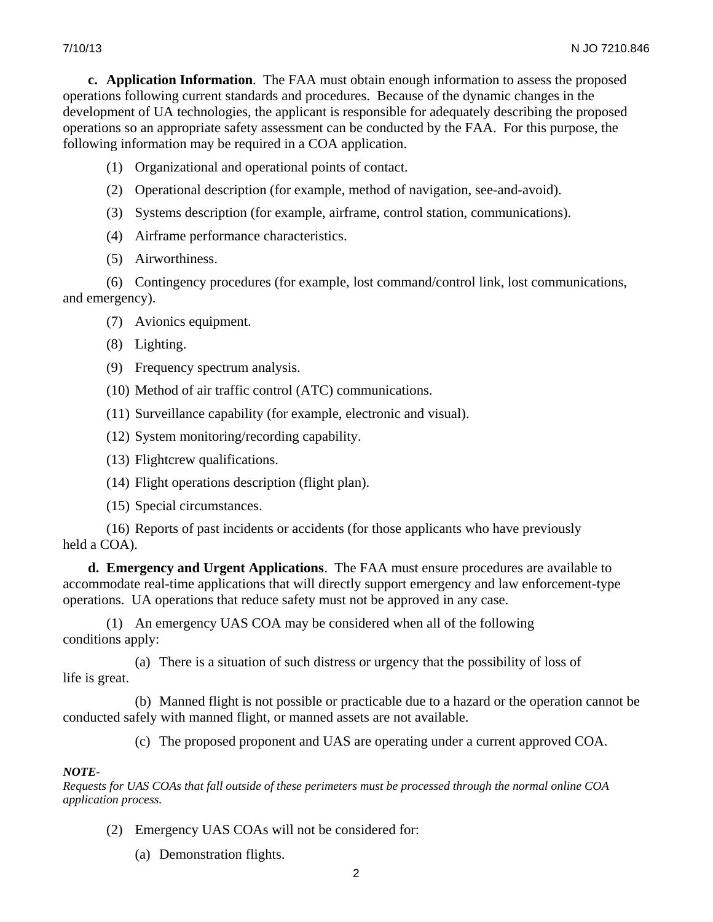**c. Application Information**. The FAA must obtain enough information to assess the proposed operations following current standards and procedures. Because of the dynamic changes in the development of UA technologies, the applicant is responsible for adequately describing the proposed operations so an appropriate safety assessment can be conducted by the FAA. For this purpose, the following information may be required in a COA application.

(1) Organizational and operational points of contact.

(2) Operational description (for example, method of navigation, see-and-avoid).

(3) Systems description (for example, airframe, control station, communications).

(4) Airframe performance characteristics.

(5) Airworthiness.

(6) Contingency procedures (for example, lost command/control link, lost communications, and emergency).

(7) Avionics equipment.

(8) Lighting.

(9) Frequency spectrum analysis.

(10) Method of air traffic control (ATC) communications.

(11) Surveillance capability (for example, electronic and visual).

(12) System monitoring/recording capability.

(13) Flightcrew qualifications.

(14) Flight operations description (flight plan).

(15) Special circumstances.

(16) Reports of past incidents or accidents (for those applicants who have previously held a COA).

**d. Emergency and Urgent Applications**. The FAA must ensure procedures are available to accommodate real-time applications that will directly support emergency and law enforcement-type operations. UA operations that reduce safety must not be approved in any case.

(1) An emergency UAS COA may be considered when all of the following conditions apply:

(a) There is a situation of such distress or urgency that the possibility of loss of life is great.

(b) Manned flight is not possible or practicable due to a hazard or the operation cannot be conducted safely with manned flight, or manned assets are not available.

(c) The proposed proponent and UAS are operating under a current approved COA.

***NOTE-***
*Requests for UAS COAs that fall outside of these perimeters must be processed through the normal online COA application process.*

(2) Emergency UAS COAs will not be considered for:

(a) Demonstration flights.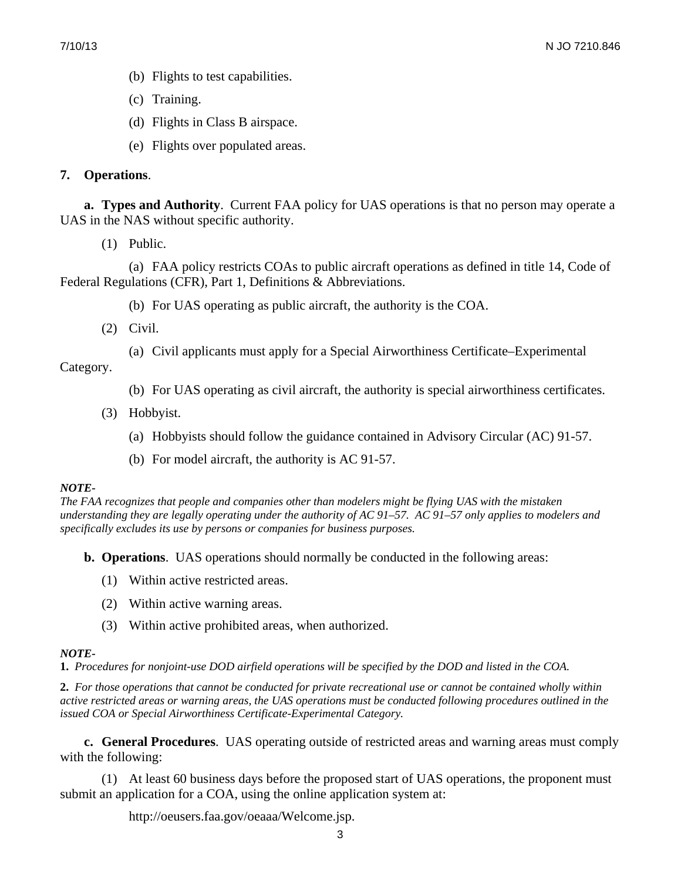(b) Flights to test capabilities.

(c) Training.

(d) Flights in Class B airspace.

(e) Flights over populated areas.

**7. Operations**.

**a. Types and Authority**. Current FAA policy for UAS operations is that no person may operate a UAS in the NAS without specific authority.

(1) Public.

(a) FAA policy restricts COAs to public aircraft operations as defined in title 14, Code of Federal Regulations (CFR), Part 1, Definitions & Abbreviations.

(b) For UAS operating as public aircraft, the authority is the COA.

(2) Civil.

(a) Civil applicants must apply for a Special Airworthiness Certificate–Experimental Category.

(b) For UAS operating as civil aircraft, the authority is special airworthiness certificates.

(3) Hobbyist.

(a) Hobbyists should follow the guidance contained in Advisory Circular (AC) 91-57.

(b) For model aircraft, the authority is AC 91-57.

***NOTE-***
*The FAA recognizes that people and companies other than modelers might be flying UAS with the mistaken understanding they are legally operating under the authority of AC 91–57. AC 91–57 only applies to modelers and specifically excludes its use by persons or companies for business purposes.*

**b. Operations**. UAS operations should normally be conducted in the following areas:

(1) Within active restricted areas.

(2) Within active warning areas.

(3) Within active prohibited areas, when authorized.

***NOTE-***
**1.** *Procedures for nonjoint-use DOD airfield operations will be specified by the DOD and listed in the COA.*

**2.** *For those operations that cannot be conducted for private recreational use or cannot be contained wholly within active restricted areas or warning areas, the UAS operations must be conducted following procedures outlined in the issued COA or Special Airworthiness Certificate-Experimental Category.*

**c. General Procedures**. UAS operating outside of restricted areas and warning areas must comply with the following:

(1) At least 60 business days before the proposed start of UAS operations, the proponent must submit an application for a COA, using the online application system at:

http://oeusers.faa.gov/oeaaa/Welcome.jsp.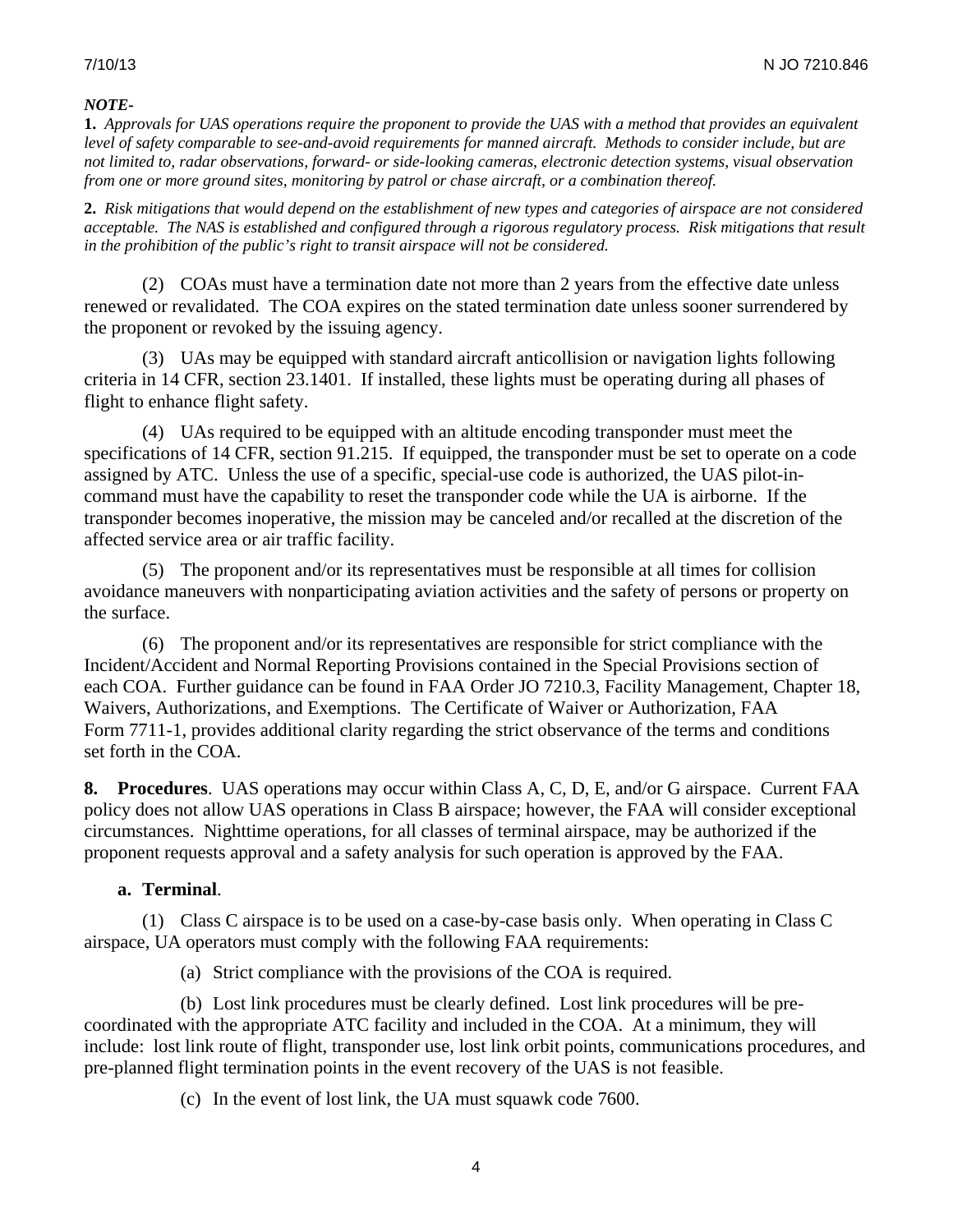*NOTE-*

**1.** *Approvals for UAS operations require the proponent to provide the UAS with a method that provides an equivalent level of safety comparable to see-and-avoid requirements for manned aircraft. Methods to consider include, but are not limited to, radar observations, forward- or side-looking cameras, electronic detection systems, visual observation from one or more ground sites, monitoring by patrol or chase aircraft, or a combination thereof.*

**2.** *Risk mitigations that would depend on the establishment of new types and categories of airspace are not considered acceptable. The NAS is established and configured through a rigorous regulatory process. Risk mitigations that result in the prohibition of the public's right to transit airspace will not be considered.*

(2) COAs must have a termination date not more than 2 years from the effective date unless renewed or revalidated. The COA expires on the stated termination date unless sooner surrendered by the proponent or revoked by the issuing agency.

(3) UAs may be equipped with standard aircraft anticollision or navigation lights following criteria in 14 CFR, section 23.1401. If installed, these lights must be operating during all phases of flight to enhance flight safety.

(4) UAs required to be equipped with an altitude encoding transponder must meet the specifications of 14 CFR, section 91.215. If equipped, the transponder must be set to operate on a code assigned by ATC. Unless the use of a specific, special-use code is authorized, the UAS pilot-in-command must have the capability to reset the transponder code while the UA is airborne. If the transponder becomes inoperative, the mission may be canceled and/or recalled at the discretion of the affected service area or air traffic facility.

(5) The proponent and/or its representatives must be responsible at all times for collision avoidance maneuvers with nonparticipating aviation activities and the safety of persons or property on the surface.

(6) The proponent and/or its representatives are responsible for strict compliance with the Incident/Accident and Normal Reporting Provisions contained in the Special Provisions section of each COA. Further guidance can be found in FAA Order JO 7210.3, Facility Management, Chapter 18, Waivers, Authorizations, and Exemptions. The Certificate of Waiver or Authorization, FAA Form 7711-1, provides additional clarity regarding the strict observance of the terms and conditions set forth in the COA.

**8. Procedures**. UAS operations may occur within Class A, C, D, E, and/or G airspace. Current FAA policy does not allow UAS operations in Class B airspace; however, the FAA will consider exceptional circumstances. Nighttime operations, for all classes of terminal airspace, may be authorized if the proponent requests approval and a safety analysis for such operation is approved by the FAA.

**a. Terminal**.

(1) Class C airspace is to be used on a case-by-case basis only. When operating in Class C airspace, UA operators must comply with the following FAA requirements:

(a) Strict compliance with the provisions of the COA is required.

(b) Lost link procedures must be clearly defined. Lost link procedures will be pre-coordinated with the appropriate ATC facility and included in the COA. At a minimum, they will include: lost link route of flight, transponder use, lost link orbit points, communications procedures, and pre-planned flight termination points in the event recovery of the UAS is not feasible.

(c) In the event of lost link, the UA must squawk code 7600.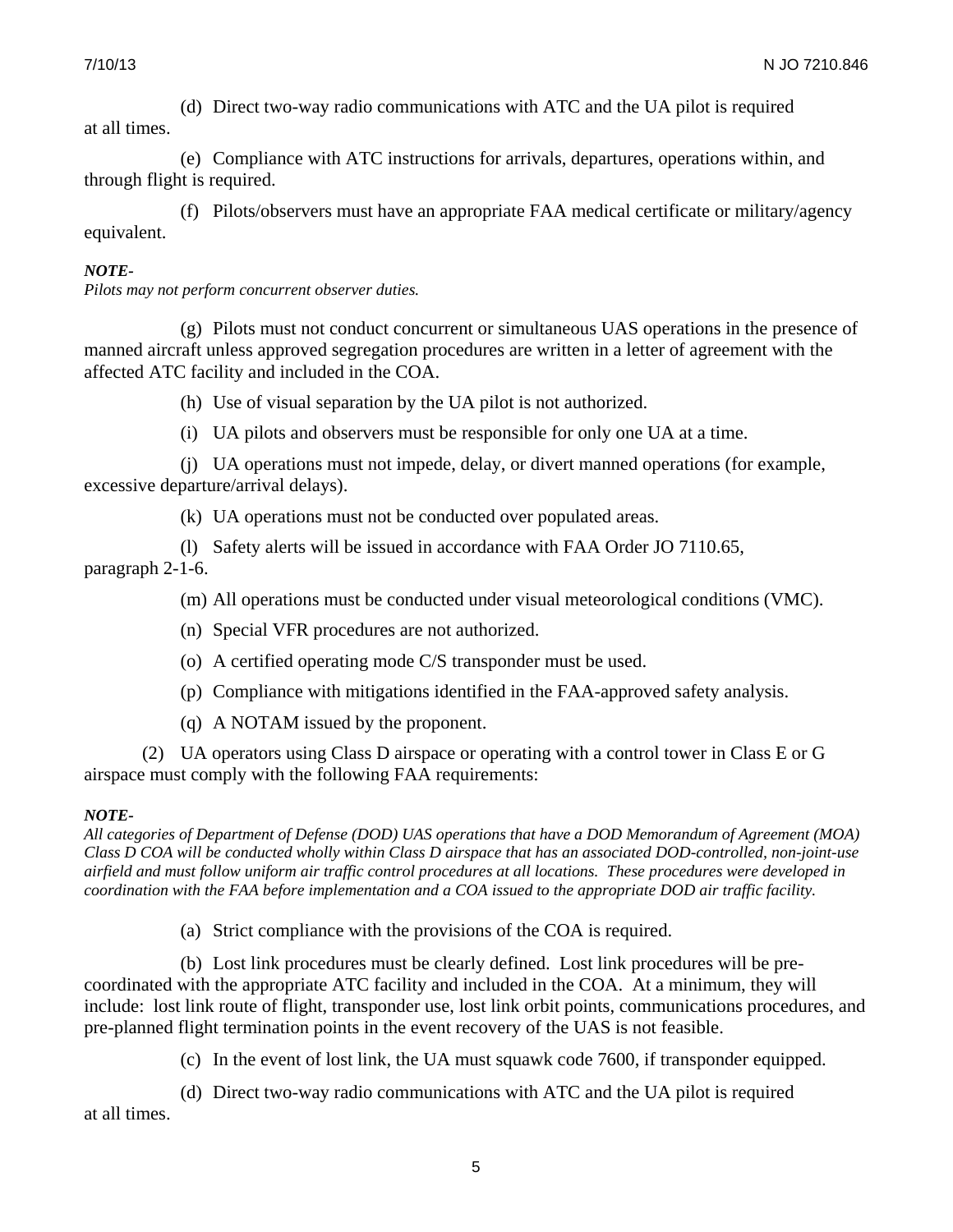(d) Direct two-way radio communications with ATC and the UA pilot is required at all times.

(e) Compliance with ATC instructions for arrivals, departures, operations within, and through flight is required.

(f) Pilots/observers must have an appropriate FAA medical certificate or military/agency equivalent.

***NOTE-***
*Pilots may not perform concurrent observer duties.*

(g) Pilots must not conduct concurrent or simultaneous UAS operations in the presence of manned aircraft unless approved segregation procedures are written in a letter of agreement with the affected ATC facility and included in the COA.

(h) Use of visual separation by the UA pilot is not authorized.

(i) UA pilots and observers must be responsible for only one UA at a time.

(j) UA operations must not impede, delay, or divert manned operations (for example, excessive departure/arrival delays).

(k) UA operations must not be conducted over populated areas.

(l) Safety alerts will be issued in accordance with FAA Order JO 7110.65, paragraph 2-1-6.

(m) All operations must be conducted under visual meteorological conditions (VMC).

(n) Special VFR procedures are not authorized.

(o) A certified operating mode C/S transponder must be used.

(p) Compliance with mitigations identified in the FAA-approved safety analysis.

(q) A NOTAM issued by the proponent.

(2) UA operators using Class D airspace or operating with a control tower in Class E or G airspace must comply with the following FAA requirements:

***NOTE-***
*All categories of Department of Defense (DOD) UAS operations that have a DOD Memorandum of Agreement (MOA) Class D COA will be conducted wholly within Class D airspace that has an associated DOD-controlled, non-joint-use airfield and must follow uniform air traffic control procedures at all locations. These procedures were developed in coordination with the FAA before implementation and a COA issued to the appropriate DOD air traffic facility.*

(a) Strict compliance with the provisions of the COA is required.

(b) Lost link procedures must be clearly defined. Lost link procedures will be pre-coordinated with the appropriate ATC facility and included in the COA. At a minimum, they will include: lost link route of flight, transponder use, lost link orbit points, communications procedures, and pre-planned flight termination points in the event recovery of the UAS is not feasible.

(c) In the event of lost link, the UA must squawk code 7600, if transponder equipped.

(d) Direct two-way radio communications with ATC and the UA pilot is required at all times.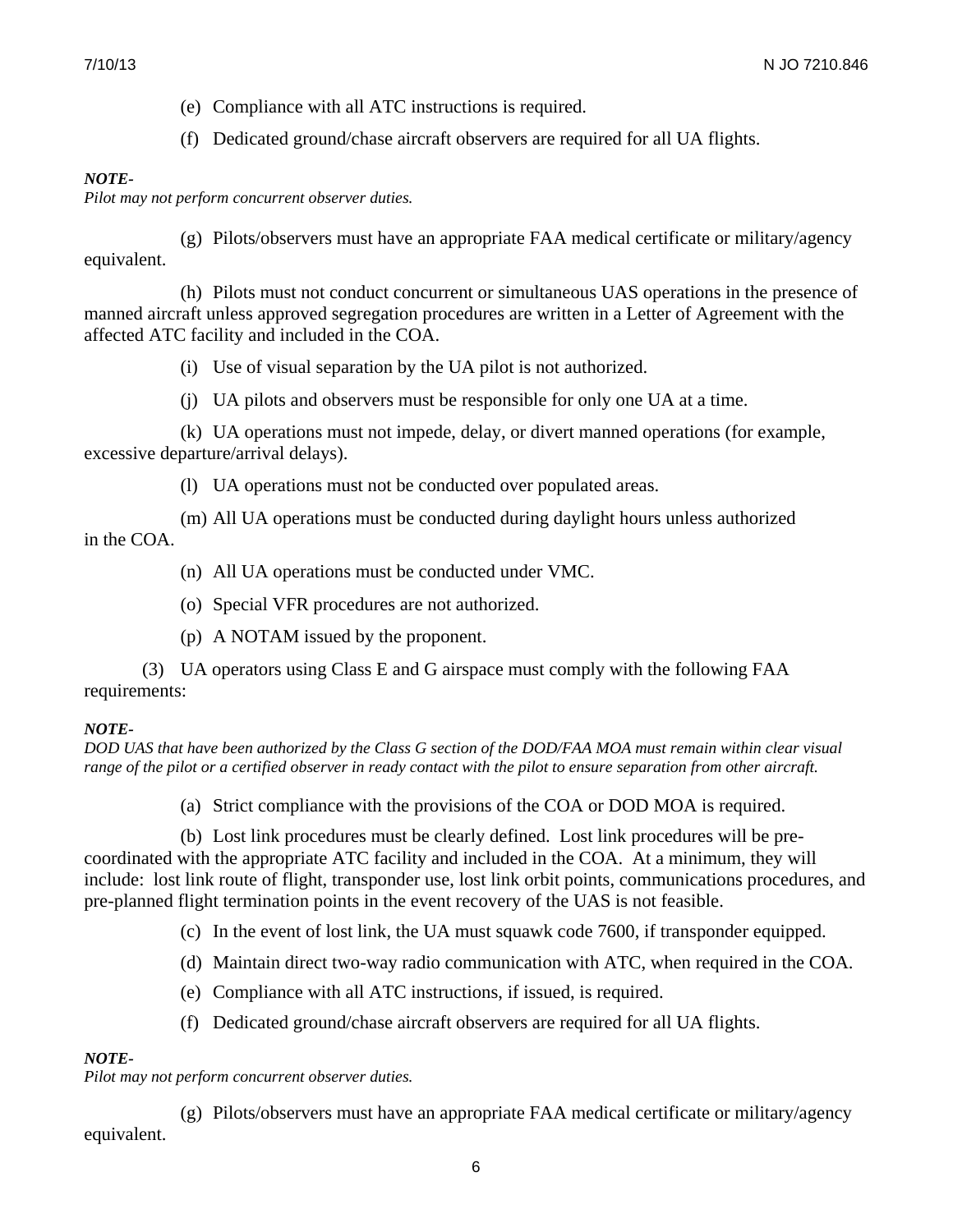(e) Compliance with all ATC instructions is required.

(f) Dedicated ground/chase aircraft observers are required for all UA flights.

***NOTE-***
*Pilot may not perform concurrent observer duties.*

(g) Pilots/observers must have an appropriate FAA medical certificate or military/agency equivalent.

(h) Pilots must not conduct concurrent or simultaneous UAS operations in the presence of manned aircraft unless approved segregation procedures are written in a Letter of Agreement with the affected ATC facility and included in the COA.

(i) Use of visual separation by the UA pilot is not authorized.

(j) UA pilots and observers must be responsible for only one UA at a time.

(k) UA operations must not impede, delay, or divert manned operations (for example, excessive departure/arrival delays).

(l) UA operations must not be conducted over populated areas.

(m) All UA operations must be conducted during daylight hours unless authorized in the COA.

(n) All UA operations must be conducted under VMC.

(o) Special VFR procedures are not authorized.

(p) A NOTAM issued by the proponent.

(3) UA operators using Class E and G airspace must comply with the following FAA requirements:

***NOTE-***
*DOD UAS that have been authorized by the Class G section of the DOD/FAA MOA must remain within clear visual range of the pilot or a certified observer in ready contact with the pilot to ensure separation from other aircraft.*

(a) Strict compliance with the provisions of the COA or DOD MOA is required.

(b) Lost link procedures must be clearly defined. Lost link procedures will be pre-coordinated with the appropriate ATC facility and included in the COA. At a minimum, they will include: lost link route of flight, transponder use, lost link orbit points, communications procedures, and pre-planned flight termination points in the event recovery of the UAS is not feasible.

(c) In the event of lost link, the UA must squawk code 7600, if transponder equipped.

(d) Maintain direct two-way radio communication with ATC, when required in the COA.

(e) Compliance with all ATC instructions, if issued, is required.

(f) Dedicated ground/chase aircraft observers are required for all UA flights.

***NOTE-***
*Pilot may not perform concurrent observer duties.*

(g) Pilots/observers must have an appropriate FAA medical certificate or military/agency equivalent.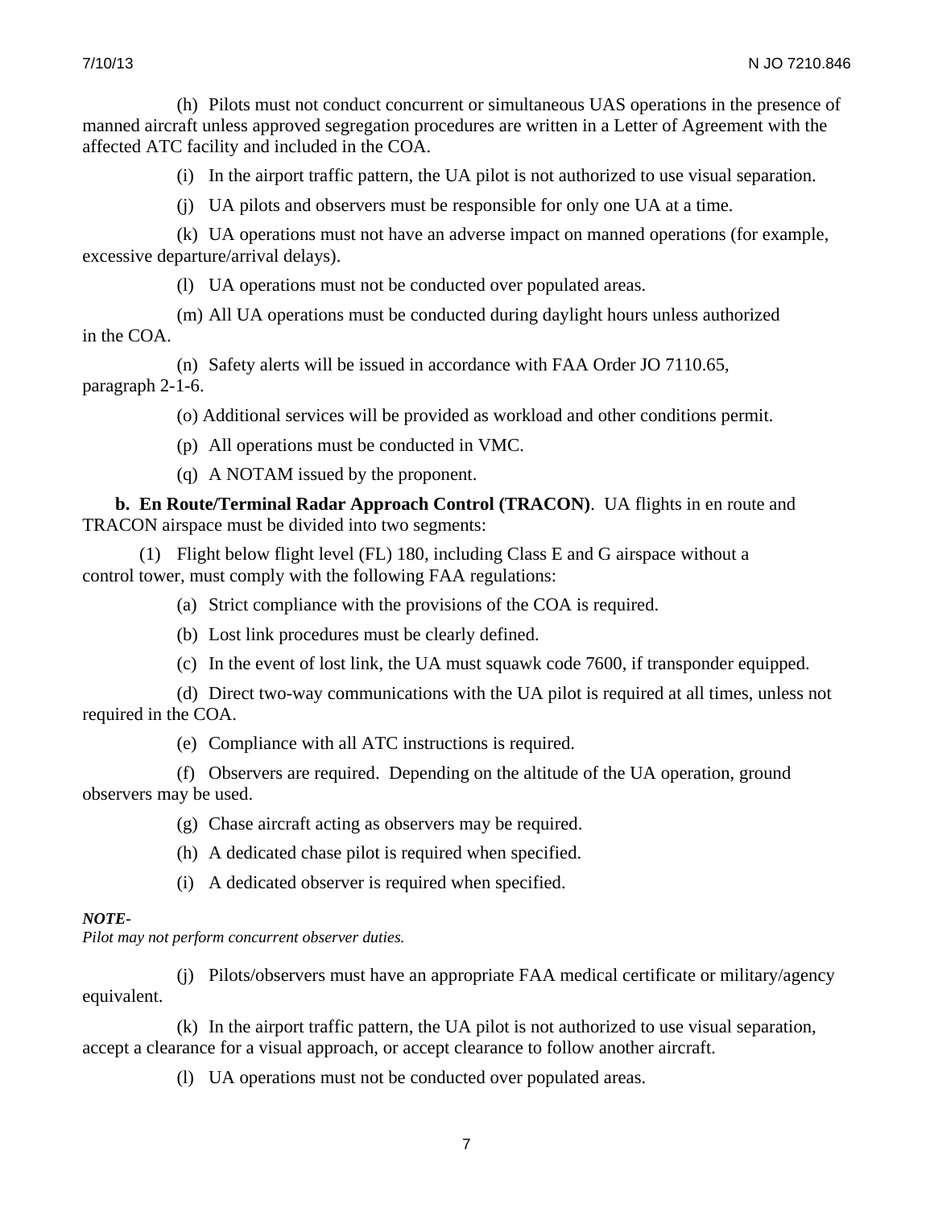(h) Pilots must not conduct concurrent or simultaneous UAS operations in the presence of manned aircraft unless approved segregation procedures are written in a Letter of Agreement with the affected ATC facility and included in the COA.

(i) In the airport traffic pattern, the UA pilot is not authorized to use visual separation.

(j) UA pilots and observers must be responsible for only one UA at a time.

(k) UA operations must not have an adverse impact on manned operations (for example, excessive departure/arrival delays).

(l) UA operations must not be conducted over populated areas.

(m) All UA operations must be conducted during daylight hours unless authorized in the COA.

(n) Safety alerts will be issued in accordance with FAA Order JO 7110.65, paragraph 2-1-6.

(o) Additional services will be provided as workload and other conditions permit.

(p) All operations must be conducted in VMC.

(q) A NOTAM issued by the proponent.

**b. En Route/Terminal Radar Approach Control (TRACON)**. UA flights in en route and TRACON airspace must be divided into two segments:

(1) Flight below flight level (FL) 180, including Class E and G airspace without a control tower, must comply with the following FAA regulations:

(a) Strict compliance with the provisions of the COA is required.

(b) Lost link procedures must be clearly defined.

(c) In the event of lost link, the UA must squawk code 7600, if transponder equipped.

(d) Direct two-way communications with the UA pilot is required at all times, unless not required in the COA.

(e) Compliance with all ATC instructions is required.

(f) Observers are required. Depending on the altitude of the UA operation, ground observers may be used.

(g) Chase aircraft acting as observers may be required.

(h) A dedicated chase pilot is required when specified.

(i) A dedicated observer is required when specified.

***NOTE-***
*Pilot may not perform concurrent observer duties.*

(j) Pilots/observers must have an appropriate FAA medical certificate or military/agency equivalent.

(k) In the airport traffic pattern, the UA pilot is not authorized to use visual separation, accept a clearance for a visual approach, or accept clearance to follow another aircraft.

(l) UA operations must not be conducted over populated areas.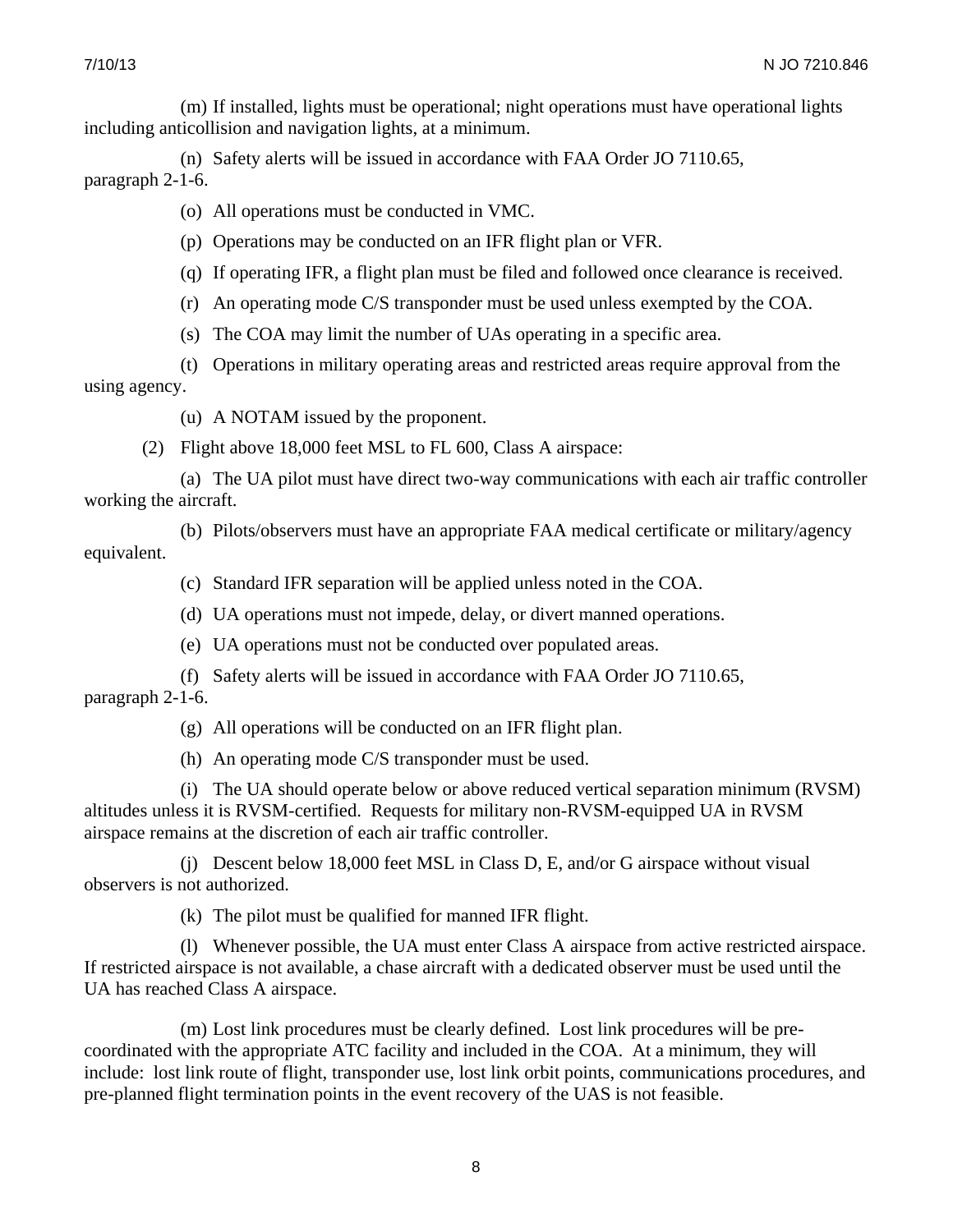(m) If installed, lights must be operational; night operations must have operational lights including anticollision and navigation lights, at a minimum.

(n) Safety alerts will be issued in accordance with FAA Order JO 7110.65, paragraph 2-1-6.

(o) All operations must be conducted in VMC.

(p) Operations may be conducted on an IFR flight plan or VFR.

(q) If operating IFR, a flight plan must be filed and followed once clearance is received.

(r) An operating mode C/S transponder must be used unless exempted by the COA.

(s) The COA may limit the number of UAs operating in a specific area.

(t) Operations in military operating areas and restricted areas require approval from the using agency.

(u) A NOTAM issued by the proponent.

(2) Flight above 18,000 feet MSL to FL 600, Class A airspace:

(a) The UA pilot must have direct two-way communications with each air traffic controller working the aircraft.

(b) Pilots/observers must have an appropriate FAA medical certificate or military/agency equivalent.

(c) Standard IFR separation will be applied unless noted in the COA.

(d) UA operations must not impede, delay, or divert manned operations.

(e) UA operations must not be conducted over populated areas.

(f) Safety alerts will be issued in accordance with FAA Order JO 7110.65, paragraph 2-1-6.

(g) All operations will be conducted on an IFR flight plan.

(h) An operating mode C/S transponder must be used.

(i) The UA should operate below or above reduced vertical separation minimum (RVSM) altitudes unless it is RVSM-certified. Requests for military non-RVSM-equipped UA in RVSM airspace remains at the discretion of each air traffic controller.

(j) Descent below 18,000 feet MSL in Class D, E, and/or G airspace without visual observers is not authorized.

(k) The pilot must be qualified for manned IFR flight.

(l) Whenever possible, the UA must enter Class A airspace from active restricted airspace. If restricted airspace is not available, a chase aircraft with a dedicated observer must be used until the UA has reached Class A airspace.

(m) Lost link procedures must be clearly defined. Lost link procedures will be pre-coordinated with the appropriate ATC facility and included in the COA. At a minimum, they will include: lost link route of flight, transponder use, lost link orbit points, communications procedures, and pre-planned flight termination points in the event recovery of the UAS is not feasible.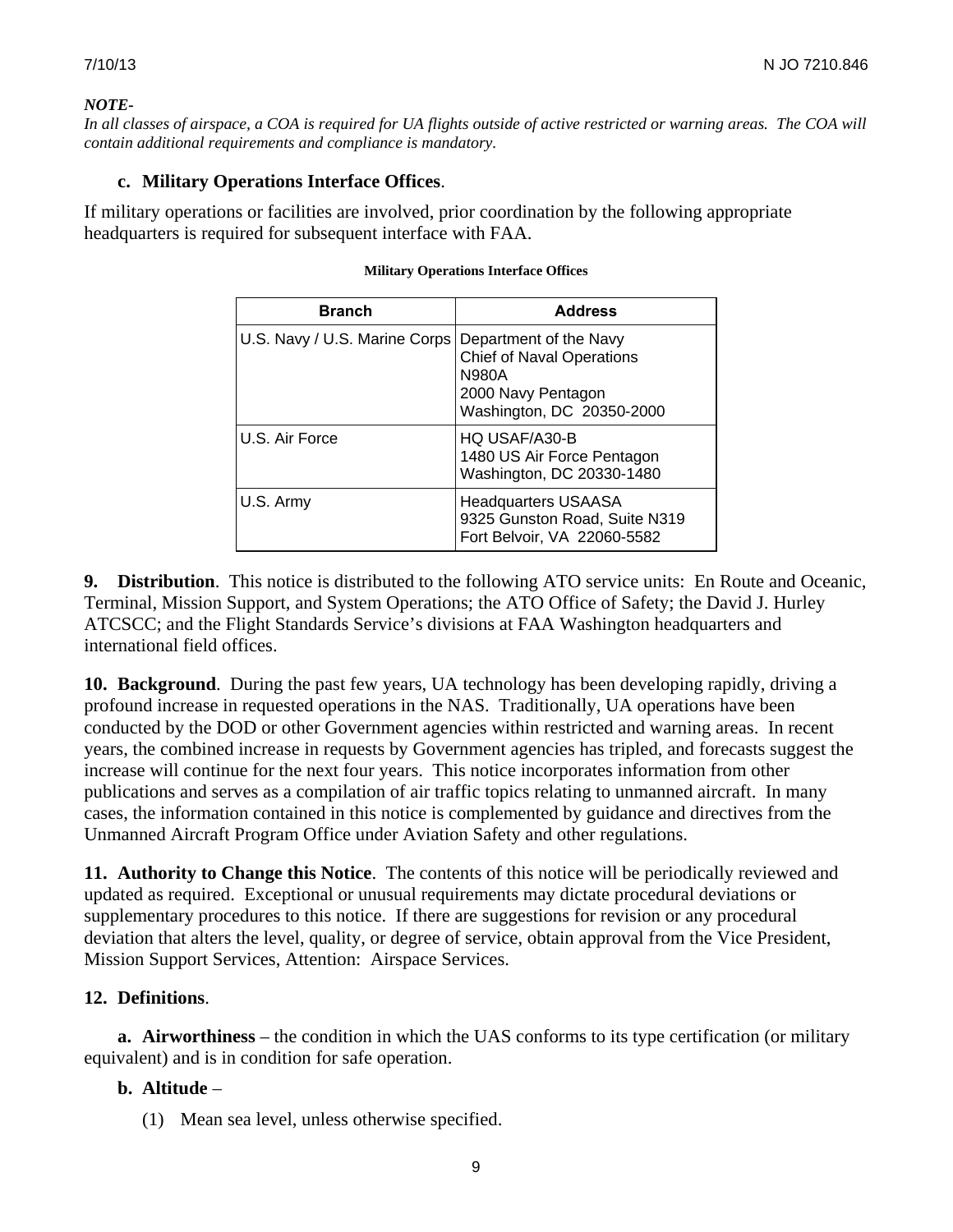***NOTE-***
*In all classes of airspace, a COA is required for UA flights outside of active restricted or warning areas. The COA will contain additional requirements and compliance is mandatory.*

**c. Military Operations Interface Offices**.

If military operations or facilities are involved, prior coordination by the following appropriate headquarters is required for subsequent interface with FAA.

**Military Operations Interface Offices**

| Branch | Address |
| --- | --- |
| U.S. Navy / U.S. Marine Corps | Department of the Navy<br>Chief of Naval Operations<br>N980A<br>2000 Navy Pentagon<br>Washington, DC 20350-2000 |
| U.S. Air Force | HQ USAF/A30-B<br>1480 US Air Force Pentagon<br>Washington, DC 20330-1480 |
| U.S. Army | Headquarters USAASA<br>9325 Gunston Road, Suite N319<br>Fort Belvoir, VA 22060-5582 |

**9. Distribution**. This notice is distributed to the following ATO service units: En Route and Oceanic, Terminal, Mission Support, and System Operations; the ATO Office of Safety; the David J. Hurley ATCSCC; and the Flight Standards Service's divisions at FAA Washington headquarters and international field offices.

**10. Background**. During the past few years, UA technology has been developing rapidly, driving a profound increase in requested operations in the NAS. Traditionally, UA operations have been conducted by the DOD or other Government agencies within restricted and warning areas. In recent years, the combined increase in requests by Government agencies has tripled, and forecasts suggest the increase will continue for the next four years. This notice incorporates information from other publications and serves as a compilation of air traffic topics relating to unmanned aircraft. In many cases, the information contained in this notice is complemented by guidance and directives from the Unmanned Aircraft Program Office under Aviation Safety and other regulations.

**11. Authority to Change this Notice**. The contents of this notice will be periodically reviewed and updated as required. Exceptional or unusual requirements may dictate procedural deviations or supplementary procedures to this notice. If there are suggestions for revision or any procedural deviation that alters the level, quality, or degree of service, obtain approval from the Vice President, Mission Support Services, Attention: Airspace Services.

**12. Definitions**.

**a. Airworthiness** – the condition in which the UAS conforms to its type certification (or military equivalent) and is in condition for safe operation.

**b. Altitude** –

(1) Mean sea level, unless otherwise specified.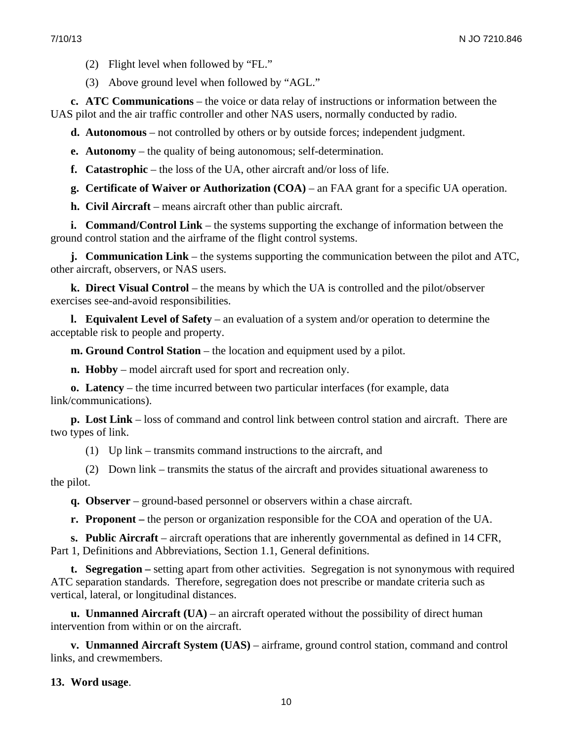(2) Flight level when followed by "FL."

(3) Above ground level when followed by "AGL."

**c. ATC Communications** – the voice or data relay of instructions or information between the UAS pilot and the air traffic controller and other NAS users, normally conducted by radio.

**d. Autonomous** – not controlled by others or by outside forces; independent judgment.

**e. Autonomy** – the quality of being autonomous; self-determination.

**f. Catastrophic** – the loss of the UA, other aircraft and/or loss of life.

**g. Certificate of Waiver or Authorization (COA)** – an FAA grant for a specific UA operation.

**h. Civil Aircraft** – means aircraft other than public aircraft.

**i. Command/Control Link** – the systems supporting the exchange of information between the ground control station and the airframe of the flight control systems.

**j. Communication Link** – the systems supporting the communication between the pilot and ATC, other aircraft, observers, or NAS users.

**k. Direct Visual Control** – the means by which the UA is controlled and the pilot/observer exercises see-and-avoid responsibilities.

**l. Equivalent Level of Safety** – an evaluation of a system and/or operation to determine the acceptable risk to people and property.

**m. Ground Control Station** – the location and equipment used by a pilot.

**n. Hobby** – model aircraft used for sport and recreation only.

**o. Latency** – the time incurred between two particular interfaces (for example, data link/communications).

**p. Lost Link** – loss of command and control link between control station and aircraft. There are two types of link.

(1) Up link – transmits command instructions to the aircraft, and

(2) Down link – transmits the status of the aircraft and provides situational awareness to the pilot.

**q. Observer** – ground-based personnel or observers within a chase aircraft.

**r. Proponent –** the person or organization responsible for the COA and operation of the UA.

**s. Public Aircraft** – aircraft operations that are inherently governmental as defined in 14 CFR, Part 1, Definitions and Abbreviations, Section 1.1, General definitions.

**t. Segregation –** setting apart from other activities. Segregation is not synonymous with required ATC separation standards. Therefore, segregation does not prescribe or mandate criteria such as vertical, lateral, or longitudinal distances.

**u. Unmanned Aircraft (UA)** – an aircraft operated without the possibility of direct human intervention from within or on the aircraft.

**v. Unmanned Aircraft System (UAS)** – airframe, ground control station, command and control links, and crewmembers.

**13. Word usage**.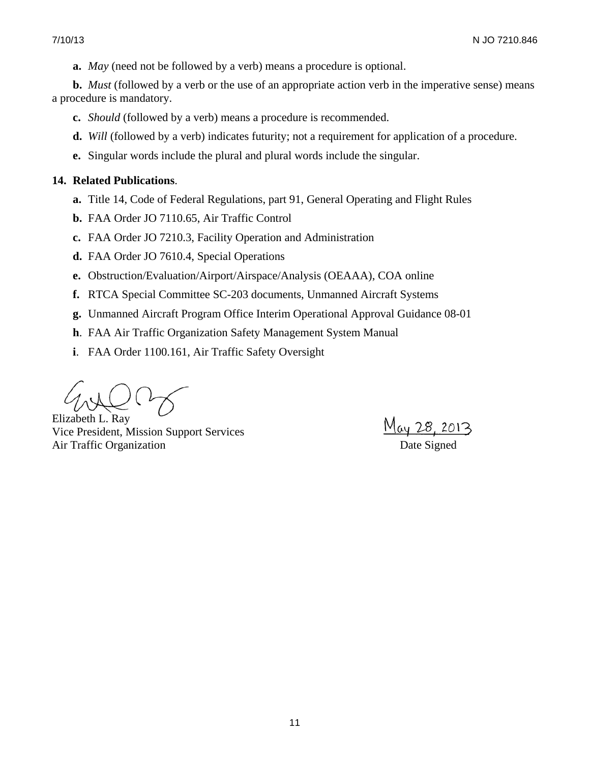**a.** *May* (need not be followed by a verb) means a procedure is optional.

**b.** *Must* (followed by a verb or the use of an appropriate action verb in the imperative sense) means a procedure is mandatory.

**c.** *Should* (followed by a verb) means a procedure is recommended.

**d.** *Will* (followed by a verb) indicates futurity; not a requirement for application of a procedure.

**e.** Singular words include the plural and plural words include the singular.

**14. Related Publications**.

**a.** Title 14, Code of Federal Regulations, part 91, General Operating and Flight Rules

**b.** FAA Order JO 7110.65, Air Traffic Control

**c.** FAA Order JO 7210.3, Facility Operation and Administration

**d.** FAA Order JO 7610.4, Special Operations

**e.** Obstruction/Evaluation/Airport/Airspace/Analysis (OEAAA), COA online

**f.** RTCA Special Committee SC-203 documents, Unmanned Aircraft Systems

**g.** Unmanned Aircraft Program Office Interim Operational Approval Guidance 08-01

**h**. FAA Air Traffic Organization Safety Management System Manual

**i**. FAA Order 1100.161, Air Traffic Safety Oversight

Elizabeth L. Ray
Vice President, Mission Support Services
Air Traffic Organization

May 28, 2013
Date Signed